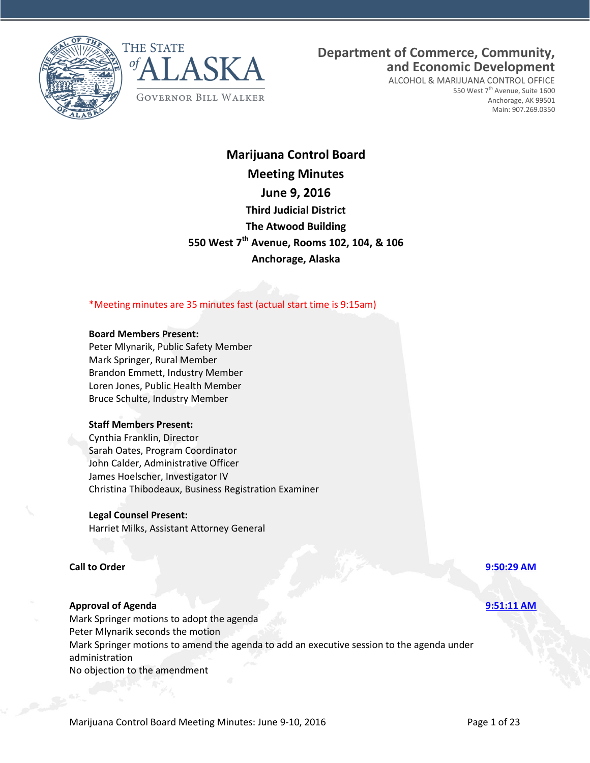THE STATE of ALASKA

GOVERNOR BILL WALKER

**Department of Commerce, Community, and Economic Development**

ALCOHOL & MARIJUANA CONTROL OFFICE
550 West 7th Avenue, Suite 1600
Anchorage, AK 99501
Main: 907.269.0350

# Marijuana Control Board
## Meeting Minutes
## June 9, 2016
### Third Judicial District
### The Atwood Building
### 550 West 7th Avenue, Rooms 102, 104, & 106
### Anchorage, Alaska

*Meeting minutes are 35 minutes fast (actual start time is 9:15am)

**Board Members Present:**
Peter Mlynarik, Public Safety Member
Mark Springer, Rural Member
Brandon Emmett, Industry Member
Loren Jones, Public Health Member
Bruce Schulte, Industry Member

**Staff Members Present:**
Cynthia Franklin, Director
Sarah Oates, Program Coordinator
John Calder, Administrative Officer
James Hoelscher, Investigator IV
Christina Thibodeaux, Business Registration Examiner

**Legal Counsel Present:**
Harriet Milks, Assistant Attorney General

**Call to Order** 9:50:29 AM

**Approval of Agenda** 9:51:11 AM
Mark Springer motions to adopt the agenda
Peter Mlynarik seconds the motion
Mark Springer motions to amend the agenda to add an executive session to the agenda under administration
No objection to the amendment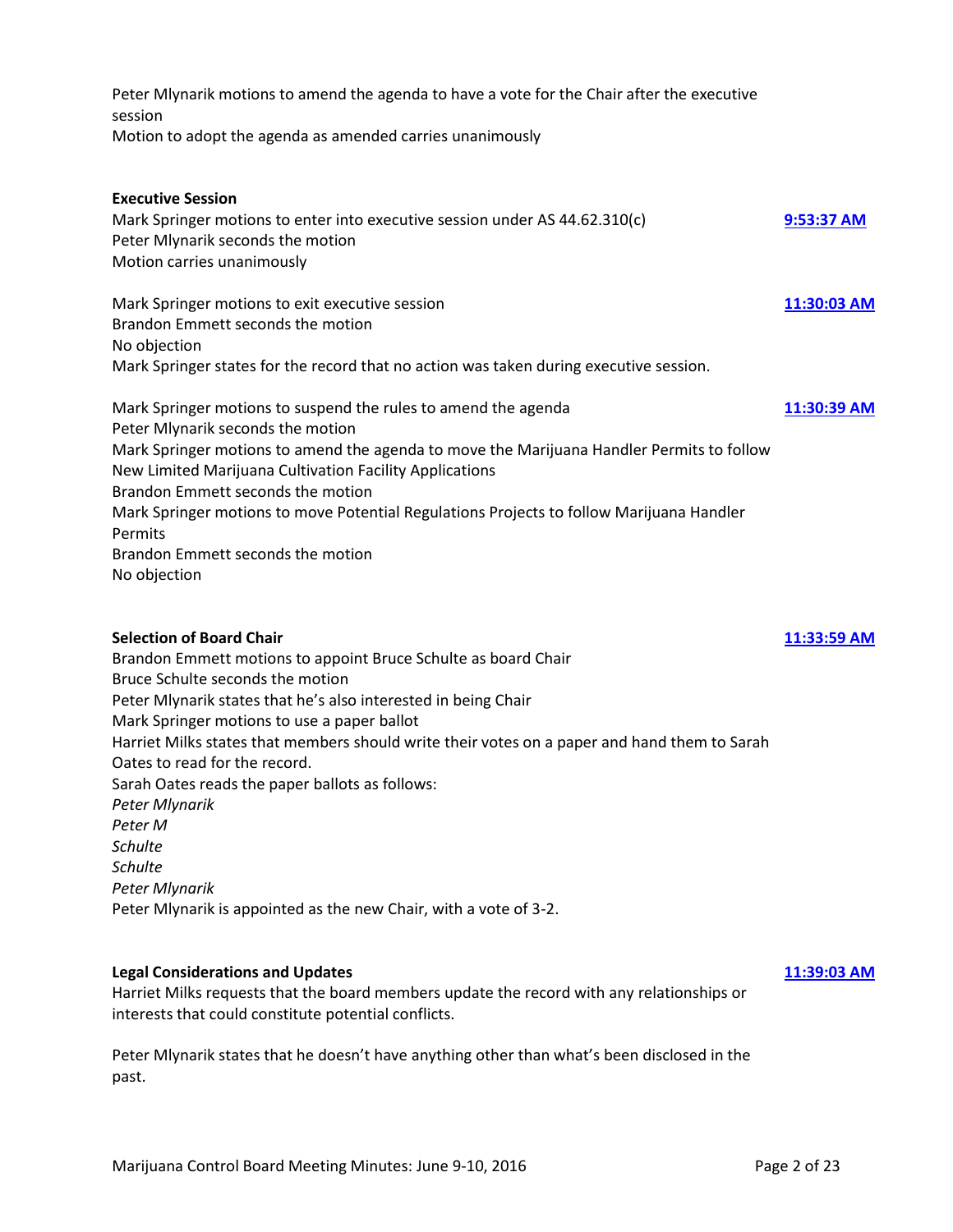Peter Mlynarik motions to amend the agenda to have a vote for the Chair after the executive session
Motion to adopt the agenda as amended carries unanimously

**Executive Session**

Mark Springer motions to enter into executive session under AS 44.62.310(c) **9:53:37 AM**
Peter Mlynarik seconds the motion
Motion carries unanimously

Mark Springer motions to exit executive session **11:30:03 AM**
Brandon Emmett seconds the motion
No objection
Mark Springer states for the record that no action was taken during executive session.

Mark Springer motions to suspend the rules to amend the agenda **11:30:39 AM**
Peter Mlynarik seconds the motion
Mark Springer motions to amend the agenda to move the Marijuana Handler Permits to follow New Limited Marijuana Cultivation Facility Applications
Brandon Emmett seconds the motion
Mark Springer motions to move Potential Regulations Projects to follow Marijuana Handler Permits
Brandon Emmett seconds the motion
No objection

**Selection of Board Chair** **11:33:59 AM**

Brandon Emmett motions to appoint Bruce Schulte as board Chair
Bruce Schulte seconds the motion
Peter Mlynarik states that he's also interested in being Chair
Mark Springer motions to use a paper ballot
Harriet Milks states that members should write their votes on a paper and hand them to Sarah Oates to read for the record.
Sarah Oates reads the paper ballots as follows:
*Peter Mlynarik*
*Peter M*
*Schulte*
*Schulte*
*Peter Mlynarik*
Peter Mlynarik is appointed as the new Chair, with a vote of 3-2.

**Legal Considerations and Updates** **11:39:03 AM**

Harriet Milks requests that the board members update the record with any relationships or interests that could constitute potential conflicts.

Peter Mlynarik states that he doesn't have anything other than what's been disclosed in the past.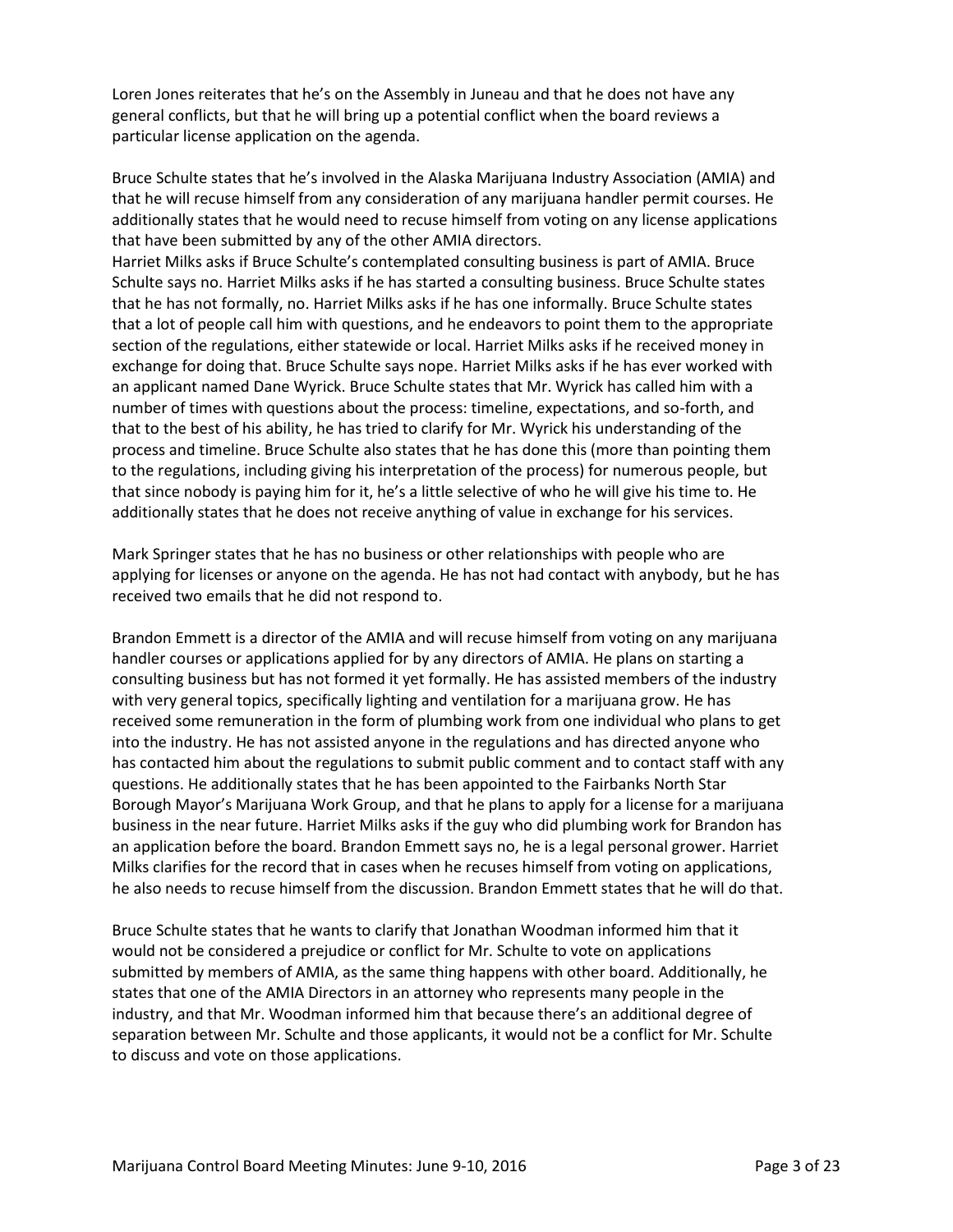Loren Jones reiterates that he's on the Assembly in Juneau and that he does not have any general conflicts, but that he will bring up a potential conflict when the board reviews a particular license application on the agenda.

Bruce Schulte states that he's involved in the Alaska Marijuana Industry Association (AMIA) and that he will recuse himself from any consideration of any marijuana handler permit courses. He additionally states that he would need to recuse himself from voting on any license applications that have been submitted by any of the other AMIA directors.
Harriet Milks asks if Bruce Schulte's contemplated consulting business is part of AMIA. Bruce Schulte says no. Harriet Milks asks if he has started a consulting business. Bruce Schulte states that he has not formally, no. Harriet Milks asks if he has one informally. Bruce Schulte states that a lot of people call him with questions, and he endeavors to point them to the appropriate section of the regulations, either statewide or local. Harriet Milks asks if he received money in exchange for doing that. Bruce Schulte says nope. Harriet Milks asks if he has ever worked with an applicant named Dane Wyrick. Bruce Schulte states that Mr. Wyrick has called him with a number of times with questions about the process: timeline, expectations, and so-forth, and that to the best of his ability, he has tried to clarify for Mr. Wyrick his understanding of the process and timeline. Bruce Schulte also states that he has done this (more than pointing them to the regulations, including giving his interpretation of the process) for numerous people, but that since nobody is paying him for it, he's a little selective of who he will give his time to. He additionally states that he does not receive anything of value in exchange for his services.

Mark Springer states that he has no business or other relationships with people who are applying for licenses or anyone on the agenda. He has not had contact with anybody, but he has received two emails that he did not respond to.

Brandon Emmett is a director of the AMIA and will recuse himself from voting on any marijuana handler courses or applications applied for by any directors of AMIA. He plans on starting a consulting business but has not formed it yet formally. He has assisted members of the industry with very general topics, specifically lighting and ventilation for a marijuana grow. He has received some remuneration in the form of plumbing work from one individual who plans to get into the industry. He has not assisted anyone in the regulations and has directed anyone who has contacted him about the regulations to submit public comment and to contact staff with any questions. He additionally states that he has been appointed to the Fairbanks North Star Borough Mayor's Marijuana Work Group, and that he plans to apply for a license for a marijuana business in the near future. Harriet Milks asks if the guy who did plumbing work for Brandon has an application before the board. Brandon Emmett says no, he is a legal personal grower. Harriet Milks clarifies for the record that in cases when he recuses himself from voting on applications, he also needs to recuse himself from the discussion. Brandon Emmett states that he will do that.

Bruce Schulte states that he wants to clarify that Jonathan Woodman informed him that it would not be considered a prejudice or conflict for Mr. Schulte to vote on applications submitted by members of AMIA, as the same thing happens with other board. Additionally, he states that one of the AMIA Directors in an attorney who represents many people in the industry, and that Mr. Woodman informed him that because there's an additional degree of separation between Mr. Schulte and those applicants, it would not be a conflict for Mr. Schulte to discuss and vote on those applications.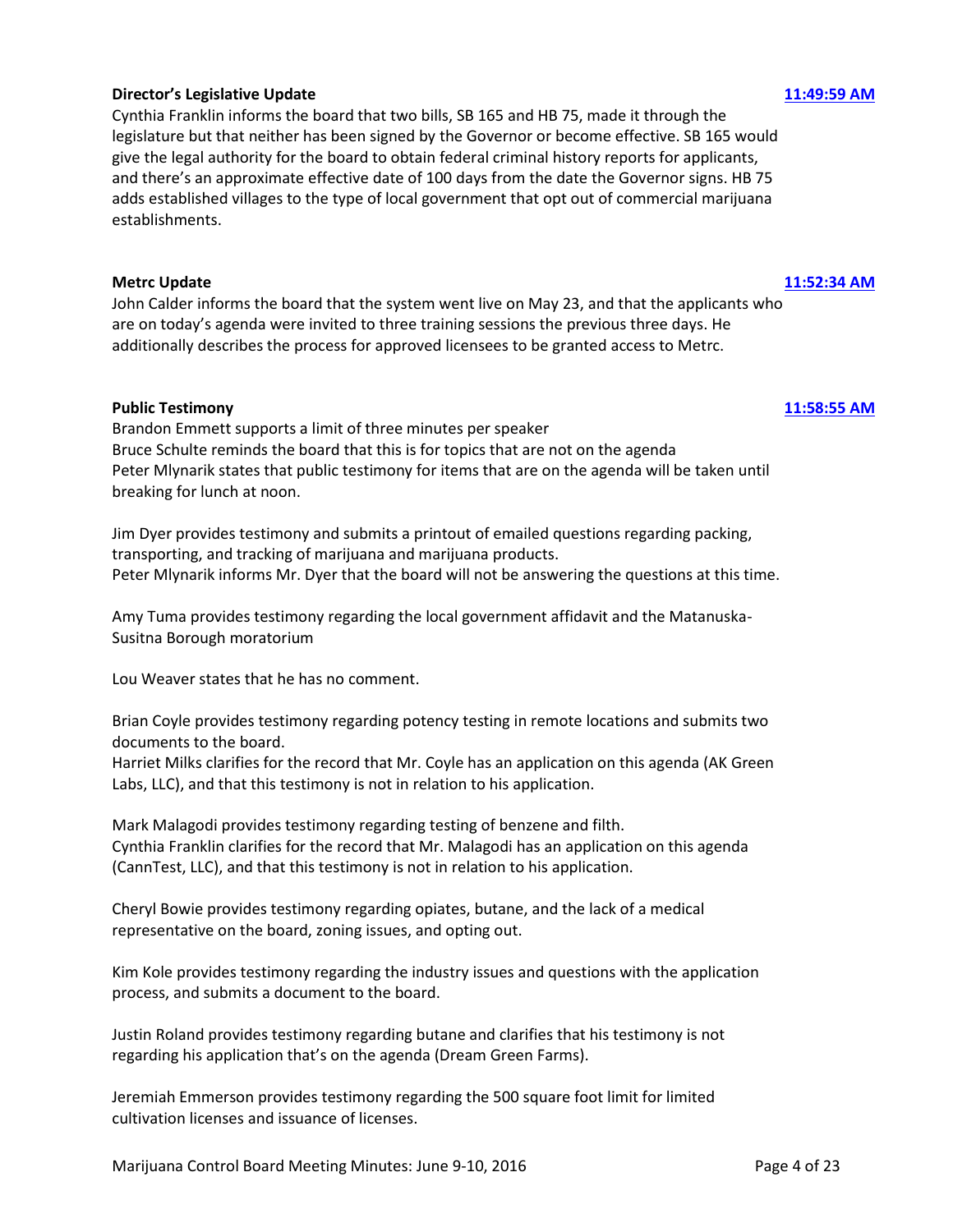**Director's Legislative Update** **11:49:59 AM**

Cynthia Franklin informs the board that two bills, SB 165 and HB 75, made it through the legislature but that neither has been signed by the Governor or become effective. SB 165 would give the legal authority for the board to obtain federal criminal history reports for applicants, and there's an approximate effective date of 100 days from the date the Governor signs. HB 75 adds established villages to the type of local government that opt out of commercial marijuana establishments.

**Metrc Update** **11:52:34 AM**

John Calder informs the board that the system went live on May 23, and that the applicants who are on today's agenda were invited to three training sessions the previous three days. He additionally describes the process for approved licensees to be granted access to Metrc.

**Public Testimony** **11:58:55 AM**

Brandon Emmett supports a limit of three minutes per speaker
Bruce Schulte reminds the board that this is for topics that are not on the agenda
Peter Mlynarik states that public testimony for items that are on the agenda will be taken until breaking for lunch at noon.

Jim Dyer provides testimony and submits a printout of emailed questions regarding packing, transporting, and tracking of marijuana and marijuana products.
Peter Mlynarik informs Mr. Dyer that the board will not be answering the questions at this time.

Amy Tuma provides testimony regarding the local government affidavit and the Matanuska-Susitna Borough moratorium

Lou Weaver states that he has no comment.

Brian Coyle provides testimony regarding potency testing in remote locations and submits two documents to the board.
Harriet Milks clarifies for the record that Mr. Coyle has an application on this agenda (AK Green Labs, LLC), and that this testimony is not in relation to his application.

Mark Malagodi provides testimony regarding testing of benzene and filth.
Cynthia Franklin clarifies for the record that Mr. Malagodi has an application on this agenda (CannTest, LLC), and that this testimony is not in relation to his application.

Cheryl Bowie provides testimony regarding opiates, butane, and the lack of a medical representative on the board, zoning issues, and opting out.

Kim Kole provides testimony regarding the industry issues and questions with the application process, and submits a document to the board.

Justin Roland provides testimony regarding butane and clarifies that his testimony is not regarding his application that's on the agenda (Dream Green Farms).

Jeremiah Emmerson provides testimony regarding the 500 square foot limit for limited cultivation licenses and issuance of licenses.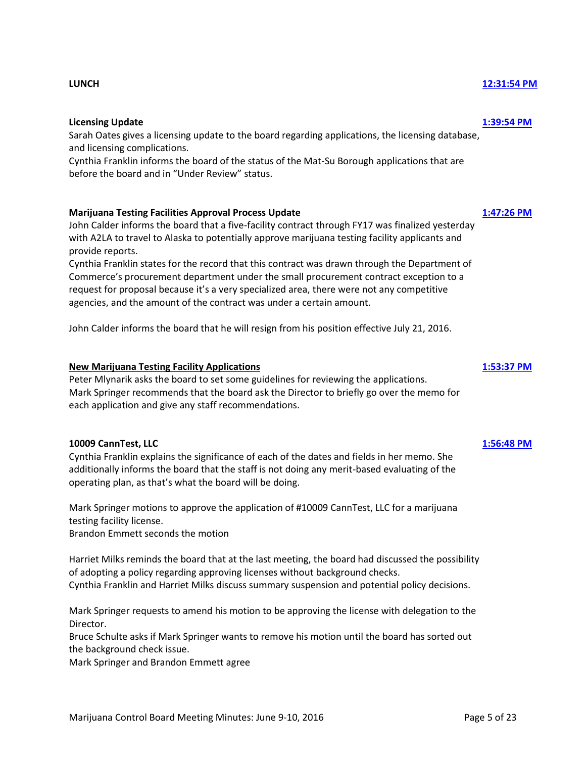**LUNCH** **[12:31:54 PM]**

**Licensing Update** **[1:39:54 PM]**

Sarah Oates gives a licensing update to the board regarding applications, the licensing database, and licensing complications.

Cynthia Franklin informs the board of the status of the Mat-Su Borough applications that are before the board and in "Under Review" status.

**Marijuana Testing Facilities Approval Process Update** **[1:47:26 PM]**

John Calder informs the board that a five-facility contract through FY17 was finalized yesterday with A2LA to travel to Alaska to potentially approve marijuana testing facility applicants and provide reports.

Cynthia Franklin states for the record that this contract was drawn through the Department of Commerce's procurement department under the small procurement contract exception to a request for proposal because it's a very specialized area, there were not any competitive agencies, and the amount of the contract was under a certain amount.

John Calder informs the board that he will resign from his position effective July 21, 2016.

**New Marijuana Testing Facility Applications** **[1:53:37 PM]**

Peter Mlynarik asks the board to set some guidelines for reviewing the applications.

Mark Springer recommends that the board ask the Director to briefly go over the memo for each application and give any staff recommendations.

**10009 CannTest, LLC** **[1:56:48 PM]**

Cynthia Franklin explains the significance of each of the dates and fields in her memo. She additionally informs the board that the staff is not doing any merit-based evaluating of the operating plan, as that's what the board will be doing.

Mark Springer motions to approve the application of #10009 CannTest, LLC for a marijuana testing facility license.

Brandon Emmett seconds the motion

Harriet Milks reminds the board that at the last meeting, the board had discussed the possibility of adopting a policy regarding approving licenses without background checks.

Cynthia Franklin and Harriet Milks discuss summary suspension and potential policy decisions.

Mark Springer requests to amend his motion to be approving the license with delegation to the Director.

Bruce Schulte asks if Mark Springer wants to remove his motion until the board has sorted out the background check issue.

Mark Springer and Brandon Emmett agree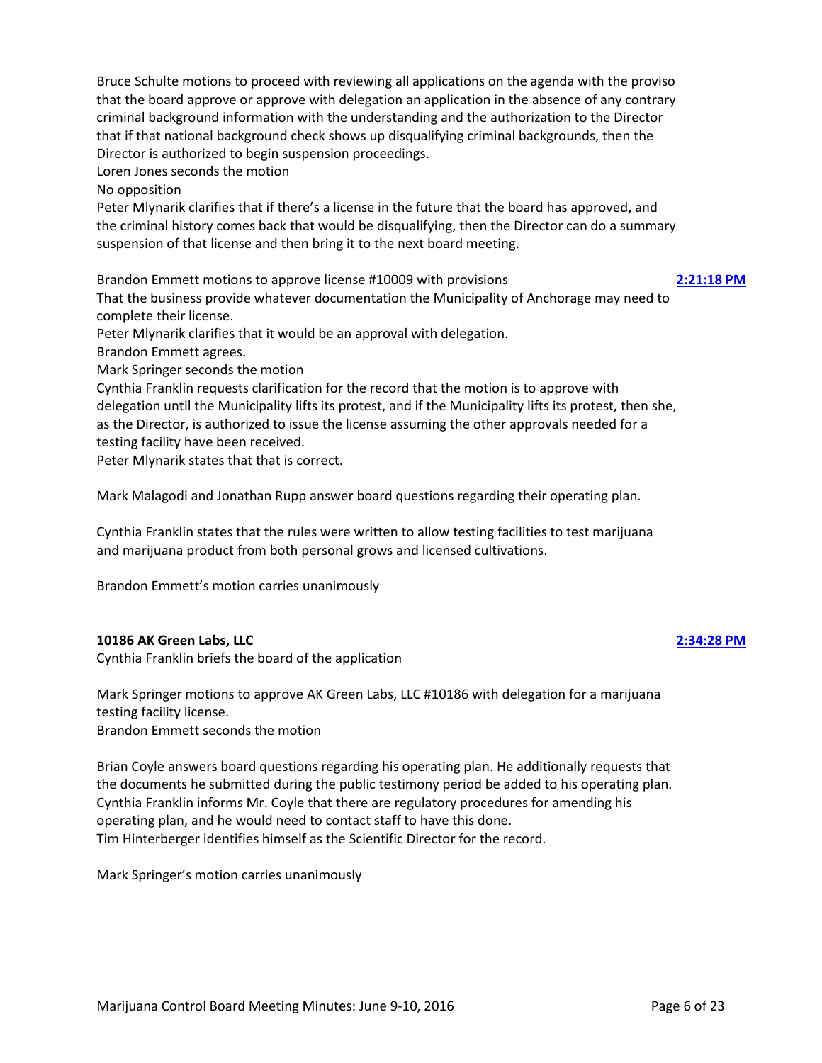Bruce Schulte motions to proceed with reviewing all applications on the agenda with the proviso that the board approve or approve with delegation an application in the absence of any contrary criminal background information with the understanding and the authorization to the Director that if that national background check shows up disqualifying criminal backgrounds, then the Director is authorized to begin suspension proceedings.
Loren Jones seconds the motion
No opposition
Peter Mlynarik clarifies that if there's a license in the future that the board has approved, and the criminal history comes back that would be disqualifying, then the Director can do a summary suspension of that license and then bring it to the next board meeting.

Brandon Emmett motions to approve license #10009 with provisions **2:21:18 PM**
That the business provide whatever documentation the Municipality of Anchorage may need to complete their license.
Peter Mlynarik clarifies that it would be an approval with delegation.
Brandon Emmett agrees.
Mark Springer seconds the motion
Cynthia Franklin requests clarification for the record that the motion is to approve with delegation until the Municipality lifts its protest, and if the Municipality lifts its protest, then she, as the Director, is authorized to issue the license assuming the other approvals needed for a testing facility have been received.
Peter Mlynarik states that that is correct.

Mark Malagodi and Jonathan Rupp answer board questions regarding their operating plan.

Cynthia Franklin states that the rules were written to allow testing facilities to test marijuana and marijuana product from both personal grows and licensed cultivations.

Brandon Emmett's motion carries unanimously

**10186 AK Green Labs, LLC** **2:34:28 PM**
Cynthia Franklin briefs the board of the application

Mark Springer motions to approve AK Green Labs, LLC #10186 with delegation for a marijuana testing facility license.
Brandon Emmett seconds the motion

Brian Coyle answers board questions regarding his operating plan. He additionally requests that the documents he submitted during the public testimony period be added to his operating plan.
Cynthia Franklin informs Mr. Coyle that there are regulatory procedures for amending his operating plan, and he would need to contact staff to have this done.
Tim Hinterberger identifies himself as the Scientific Director for the record.

Mark Springer's motion carries unanimously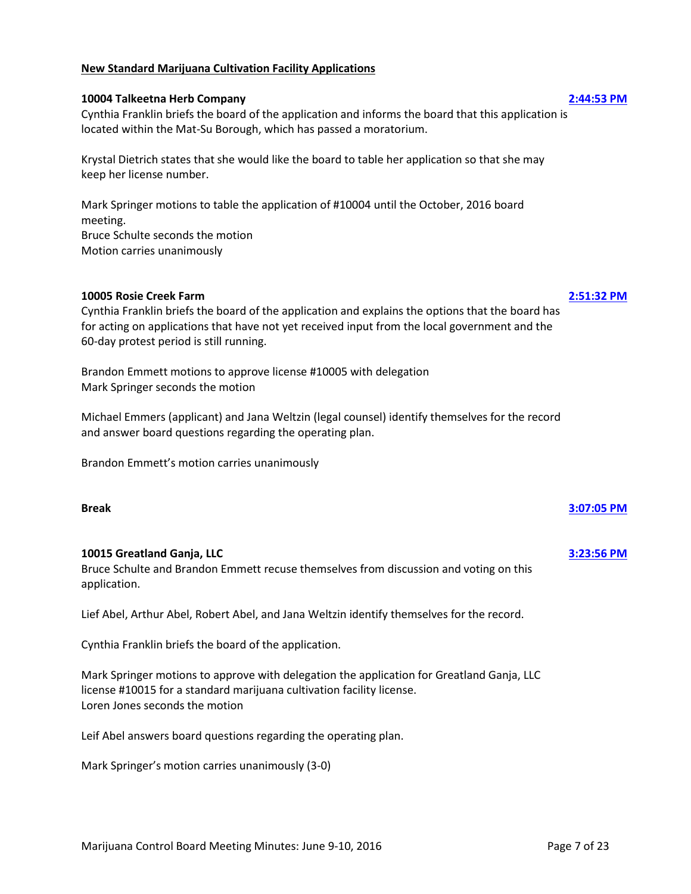**New Standard Marijuana Cultivation Facility Applications**

**10004 Talkeetna Herb Company** **2:44:53 PM**

Cynthia Franklin briefs the board of the application and informs the board that this application is located within the Mat-Su Borough, which has passed a moratorium.

Krystal Dietrich states that she would like the board to table her application so that she may keep her license number.

Mark Springer motions to table the application of #10004 until the October, 2016 board meeting.
Bruce Schulte seconds the motion
Motion carries unanimously

**10005 Rosie Creek Farm** **2:51:32 PM**

Cynthia Franklin briefs the board of the application and explains the options that the board has for acting on applications that have not yet received input from the local government and the 60-day protest period is still running.

Brandon Emmett motions to approve license #10005 with delegation
Mark Springer seconds the motion

Michael Emmers (applicant) and Jana Weltzin (legal counsel) identify themselves for the record and answer board questions regarding the operating plan.

Brandon Emmett's motion carries unanimously

**Break** **3:07:05 PM**

**10015 Greatland Ganja, LLC** **3:23:56 PM**

Bruce Schulte and Brandon Emmett recuse themselves from discussion and voting on this application.

Lief Abel, Arthur Abel, Robert Abel, and Jana Weltzin identify themselves for the record.

Cynthia Franklin briefs the board of the application.

Mark Springer motions to approve with delegation the application for Greatland Ganja, LLC license #10015 for a standard marijuana cultivation facility license.
Loren Jones seconds the motion

Leif Abel answers board questions regarding the operating plan.

Mark Springer's motion carries unanimously (3-0)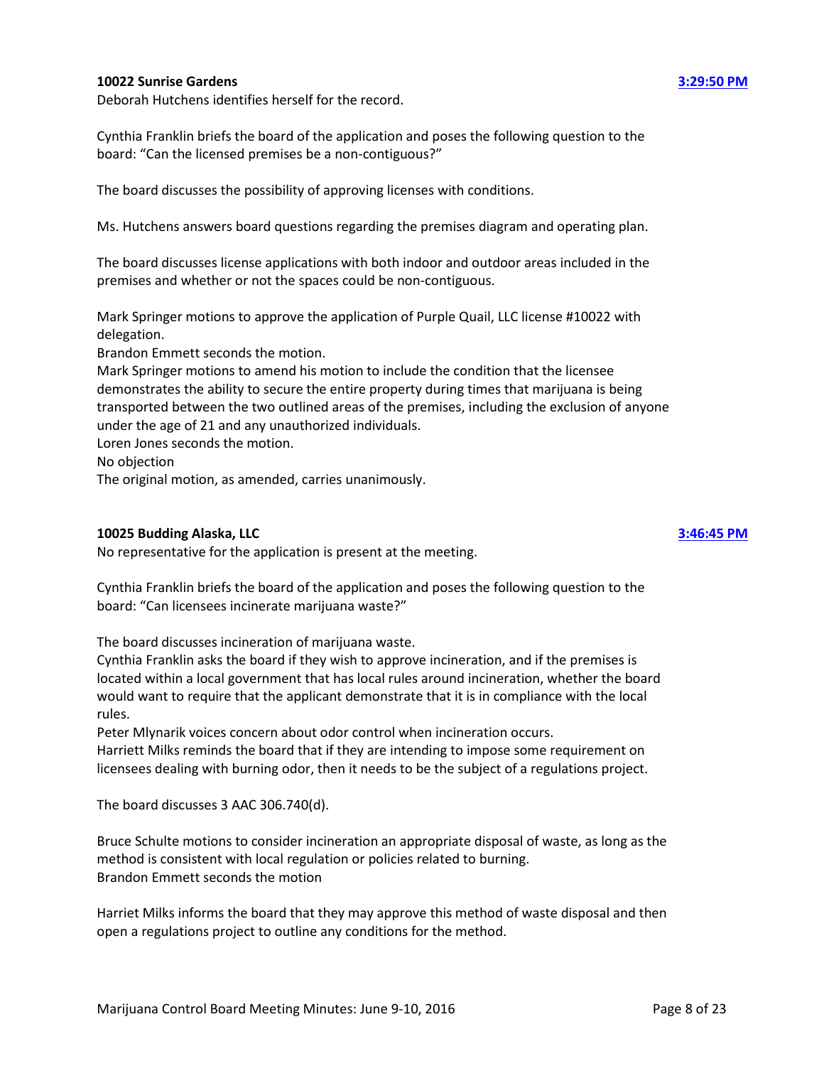**10022 Sunrise Gardens** **3:29:50 PM**

Deborah Hutchens identifies herself for the record.

Cynthia Franklin briefs the board of the application and poses the following question to the board: "Can the licensed premises be a non-contiguous?"

The board discusses the possibility of approving licenses with conditions.

Ms. Hutchens answers board questions regarding the premises diagram and operating plan.

The board discusses license applications with both indoor and outdoor areas included in the premises and whether or not the spaces could be non-contiguous.

Mark Springer motions to approve the application of Purple Quail, LLC license #10022 with delegation.
Brandon Emmett seconds the motion.
Mark Springer motions to amend his motion to include the condition that the licensee demonstrates the ability to secure the entire property during times that marijuana is being transported between the two outlined areas of the premises, including the exclusion of anyone under the age of 21 and any unauthorized individuals.
Loren Jones seconds the motion.
No objection
The original motion, as amended, carries unanimously.

**10025 Budding Alaska, LLC** **3:46:45 PM**

No representative for the application is present at the meeting.

Cynthia Franklin briefs the board of the application and poses the following question to the board: "Can licensees incinerate marijuana waste?"

The board discusses incineration of marijuana waste.
Cynthia Franklin asks the board if they wish to approve incineration, and if the premises is located within a local government that has local rules around incineration, whether the board would want to require that the applicant demonstrate that it is in compliance with the local rules.
Peter Mlynarik voices concern about odor control when incineration occurs.
Harriett Milks reminds the board that if they are intending to impose some requirement on licensees dealing with burning odor, then it needs to be the subject of a regulations project.

The board discusses 3 AAC 306.740(d).

Bruce Schulte motions to consider incineration an appropriate disposal of waste, as long as the method is consistent with local regulation or policies related to burning.
Brandon Emmett seconds the motion

Harriet Milks informs the board that they may approve this method of waste disposal and then open a regulations project to outline any conditions for the method.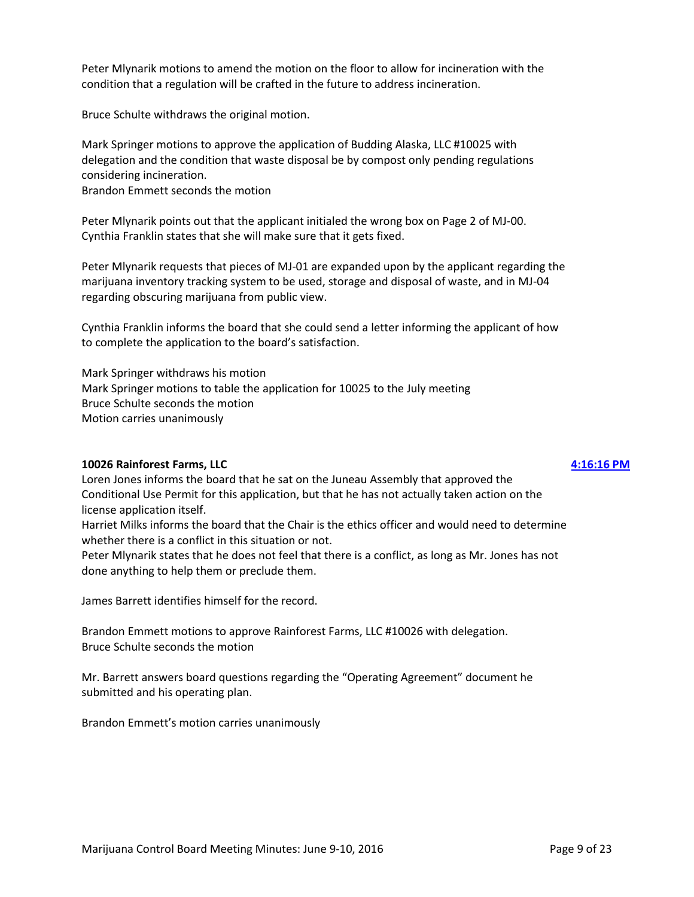Peter Mlynarik motions to amend the motion on the floor to allow for incineration with the condition that a regulation will be crafted in the future to address incineration.

Bruce Schulte withdraws the original motion.

Mark Springer motions to approve the application of Budding Alaska, LLC #10025 with delegation and the condition that waste disposal be by compost only pending regulations considering incineration.
Brandon Emmett seconds the motion

Peter Mlynarik points out that the applicant initialed the wrong box on Page 2 of MJ-00.
Cynthia Franklin states that she will make sure that it gets fixed.

Peter Mlynarik requests that pieces of MJ-01 are expanded upon by the applicant regarding the marijuana inventory tracking system to be used, storage and disposal of waste, and in MJ-04 regarding obscuring marijuana from public view.

Cynthia Franklin informs the board that she could send a letter informing the applicant of how to complete the application to the board's satisfaction.

Mark Springer withdraws his motion
Mark Springer motions to table the application for 10025 to the July meeting
Bruce Schulte seconds the motion
Motion carries unanimously

**10026 Rainforest Farms, LLC** **4:16:16 PM**

Loren Jones informs the board that he sat on the Juneau Assembly that approved the Conditional Use Permit for this application, but that he has not actually taken action on the license application itself.
Harriet Milks informs the board that the Chair is the ethics officer and would need to determine whether there is a conflict in this situation or not.
Peter Mlynarik states that he does not feel that there is a conflict, as long as Mr. Jones has not done anything to help them or preclude them.

James Barrett identifies himself for the record.

Brandon Emmett motions to approve Rainforest Farms, LLC #10026 with delegation.
Bruce Schulte seconds the motion

Mr. Barrett answers board questions regarding the "Operating Agreement" document he submitted and his operating plan.

Brandon Emmett's motion carries unanimously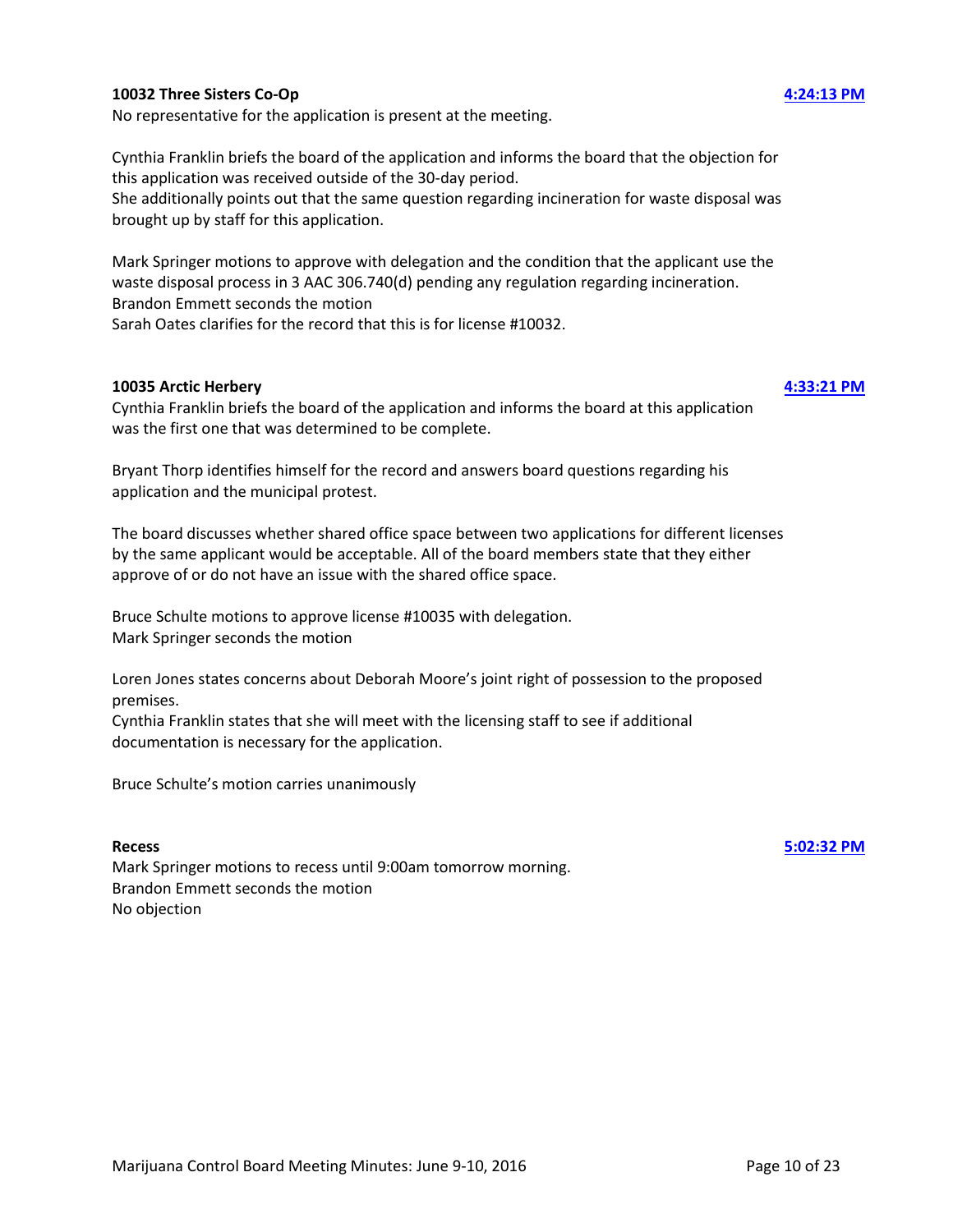**10032 Three Sisters Co-Op** 4:24:13 PM

No representative for the application is present at the meeting.

Cynthia Franklin briefs the board of the application and informs the board that the objection for this application was received outside of the 30-day period.
She additionally points out that the same question regarding incineration for waste disposal was brought up by staff for this application.

Mark Springer motions to approve with delegation and the condition that the applicant use the waste disposal process in 3 AAC 306.740(d) pending any regulation regarding incineration.
Brandon Emmett seconds the motion
Sarah Oates clarifies for the record that this is for license #10032.

**10035 Arctic Herbery** 4:33:21 PM

Cynthia Franklin briefs the board of the application and informs the board at this application was the first one that was determined to be complete.

Bryant Thorp identifies himself for the record and answers board questions regarding his application and the municipal protest.

The board discusses whether shared office space between two applications for different licenses by the same applicant would be acceptable. All of the board members state that they either approve of or do not have an issue with the shared office space.

Bruce Schulte motions to approve license #10035 with delegation.
Mark Springer seconds the motion

Loren Jones states concerns about Deborah Moore's joint right of possession to the proposed premises.
Cynthia Franklin states that she will meet with the licensing staff to see if additional documentation is necessary for the application.

Bruce Schulte's motion carries unanimously

**Recess** 5:02:32 PM

Mark Springer motions to recess until 9:00am tomorrow morning.
Brandon Emmett seconds the motion
No objection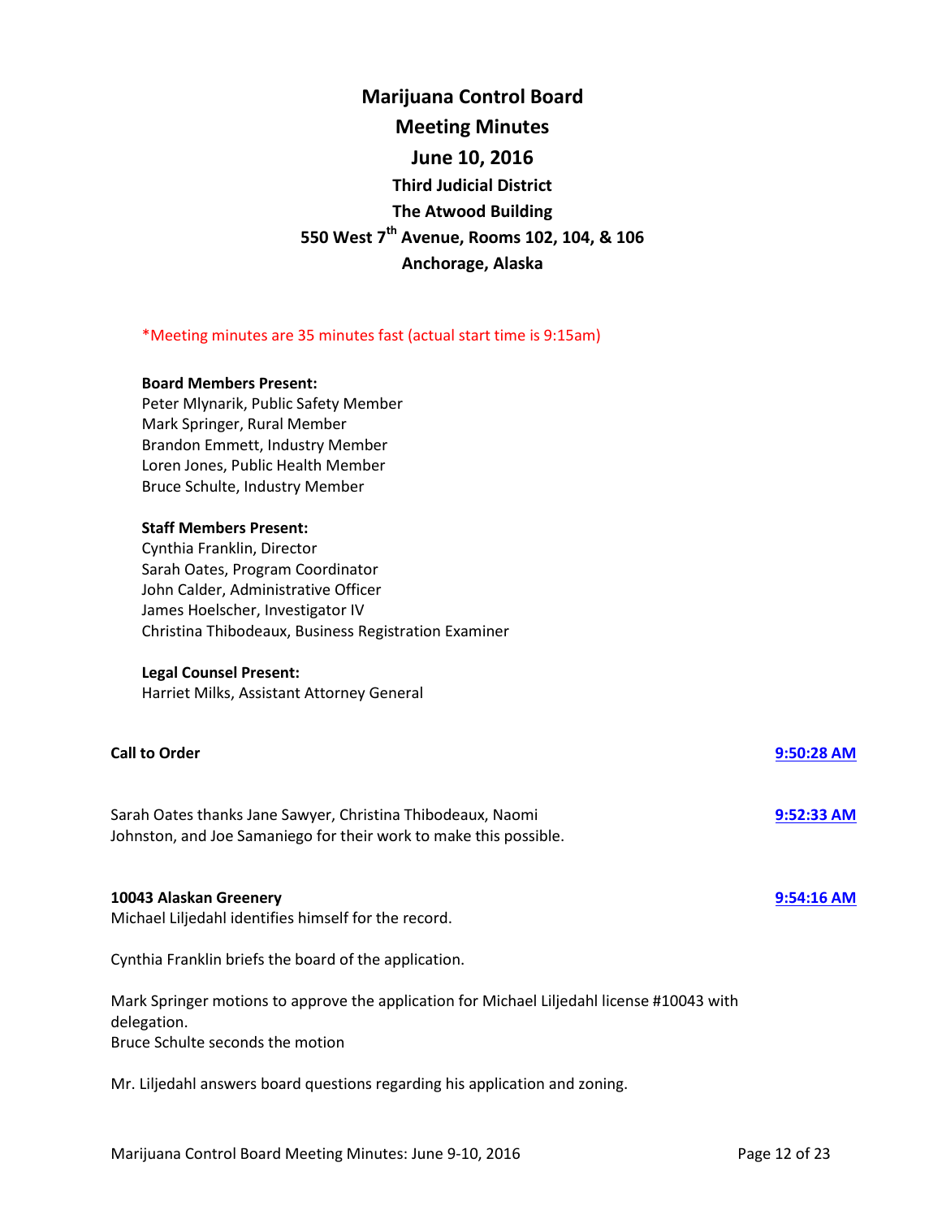# Marijuana Control Board

## Meeting Minutes

## June 10, 2016

### Third Judicial District

### The Atwood Building

### 550 West 7th Avenue, Rooms 102, 104, & 106

### Anchorage, Alaska

*Meeting minutes are 35 minutes fast (actual start time is 9:15am)

**Board Members Present:**
Peter Mlynarik, Public Safety Member
Mark Springer, Rural Member
Brandon Emmett, Industry Member
Loren Jones, Public Health Member
Bruce Schulte, Industry Member

**Staff Members Present:**
Cynthia Franklin, Director
Sarah Oates, Program Coordinator
John Calder, Administrative Officer
James Hoelscher, Investigator IV
Christina Thibodeaux, Business Registration Examiner

**Legal Counsel Present:**
Harriet Milks, Assistant Attorney General

**Call to Order** — **9:50:28 AM**

Sarah Oates thanks Jane Sawyer, Christina Thibodeaux, Naomi Johnston, and Joe Samaniego for their work to make this possible. — **9:52:33 AM**

**10043 Alaskan Greenery** — **9:54:16 AM**

Michael Liljedahl identifies himself for the record.

Cynthia Franklin briefs the board of the application.

Mark Springer motions to approve the application for Michael Liljedahl license #10043 with delegation.
Bruce Schulte seconds the motion

Mr. Liljedahl answers board questions regarding his application and zoning.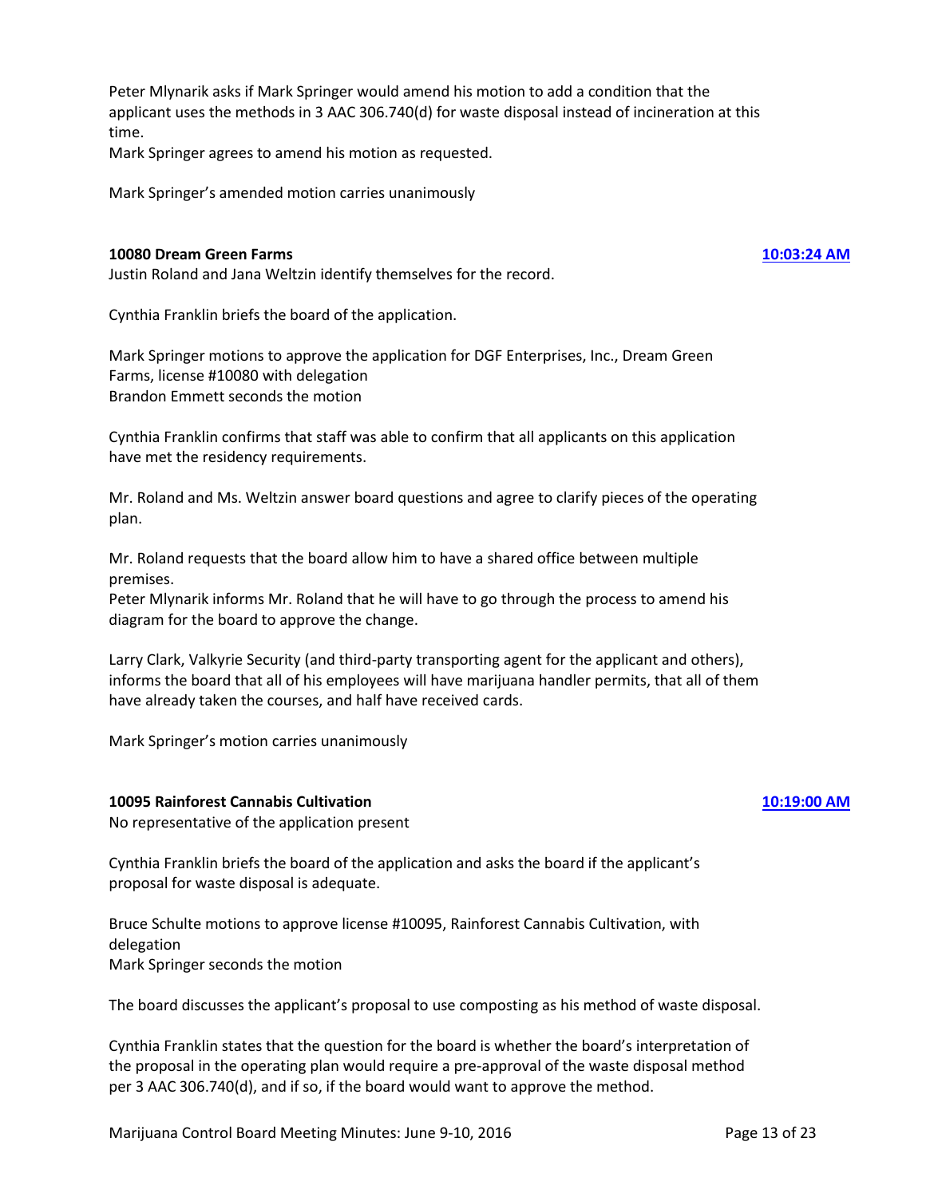Peter Mlynarik asks if Mark Springer would amend his motion to add a condition that the applicant uses the methods in 3 AAC 306.740(d) for waste disposal instead of incineration at this time.
Mark Springer agrees to amend his motion as requested.

Mark Springer's amended motion carries unanimously

**10080 Dream Green Farms** [10:03:24 AM]
Justin Roland and Jana Weltzin identify themselves for the record.

Cynthia Franklin briefs the board of the application.

Mark Springer motions to approve the application for DGF Enterprises, Inc., Dream Green Farms, license #10080 with delegation
Brandon Emmett seconds the motion

Cynthia Franklin confirms that staff was able to confirm that all applicants on this application have met the residency requirements.

Mr. Roland and Ms. Weltzin answer board questions and agree to clarify pieces of the operating plan.

Mr. Roland requests that the board allow him to have a shared office between multiple premises.
Peter Mlynarik informs Mr. Roland that he will have to go through the process to amend his diagram for the board to approve the change.

Larry Clark, Valkyrie Security (and third-party transporting agent for the applicant and others), informs the board that all of his employees will have marijuana handler permits, that all of them have already taken the courses, and half have received cards.

Mark Springer's motion carries unanimously

**10095 Rainforest Cannabis Cultivation** [10:19:00 AM]
No representative of the application present

Cynthia Franklin briefs the board of the application and asks the board if the applicant's proposal for waste disposal is adequate.

Bruce Schulte motions to approve license #10095, Rainforest Cannabis Cultivation, with delegation
Mark Springer seconds the motion

The board discusses the applicant's proposal to use composting as his method of waste disposal.

Cynthia Franklin states that the question for the board is whether the board's interpretation of the proposal in the operating plan would require a pre-approval of the waste disposal method per 3 AAC 306.740(d), and if so, if the board would want to approve the method.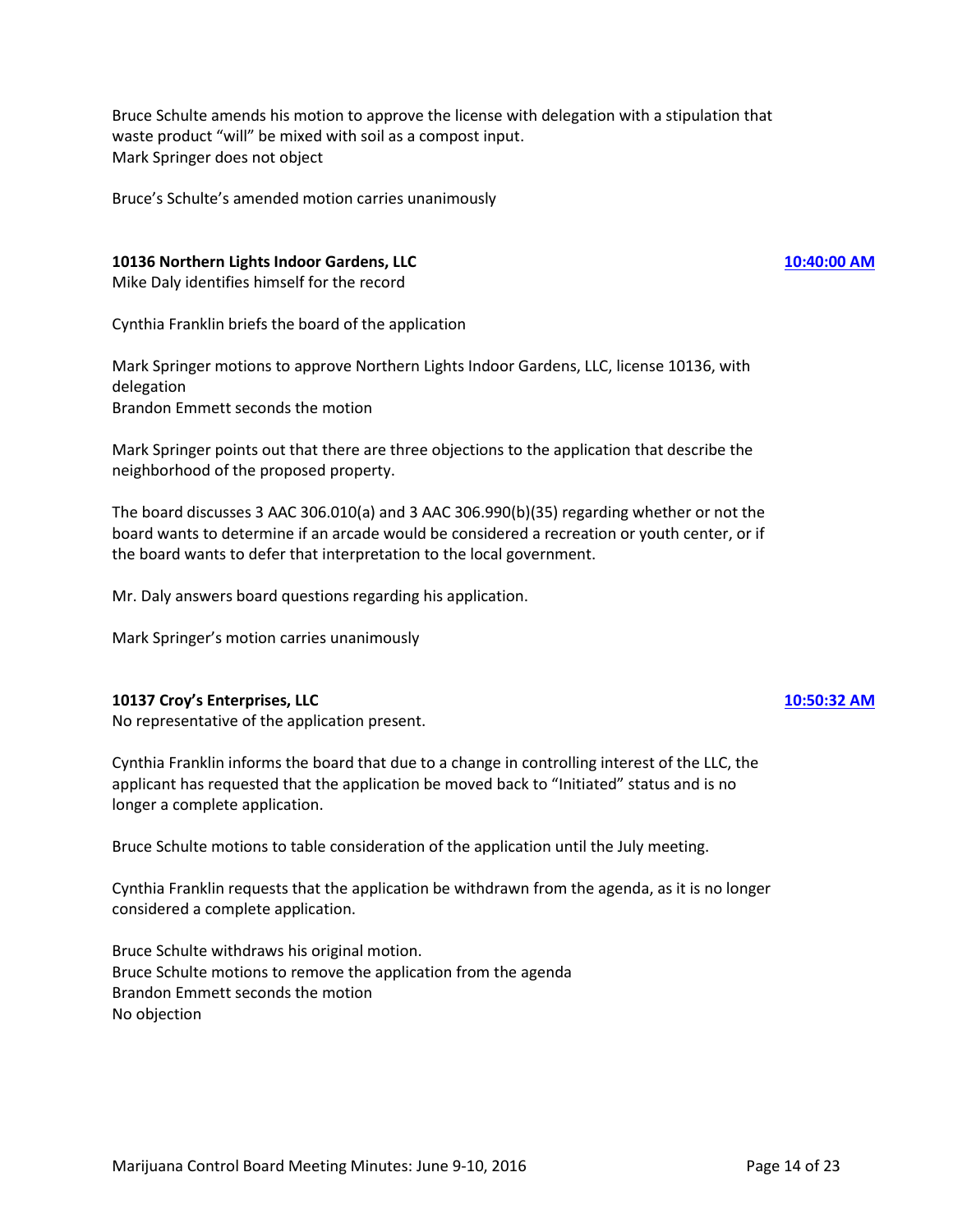Bruce Schulte amends his motion to approve the license with delegation with a stipulation that waste product “will” be mixed with soil as a compost input.
Mark Springer does not object

Bruce’s Schulte’s amended motion carries unanimously

**10136 Northern Lights Indoor Gardens, LLC** **10:40:00 AM**
Mike Daly identifies himself for the record

Cynthia Franklin briefs the board of the application

Mark Springer motions to approve Northern Lights Indoor Gardens, LLC, license 10136, with delegation
Brandon Emmett seconds the motion

Mark Springer points out that there are three objections to the application that describe the neighborhood of the proposed property.

The board discusses 3 AAC 306.010(a) and 3 AAC 306.990(b)(35) regarding whether or not the board wants to determine if an arcade would be considered a recreation or youth center, or if the board wants to defer that interpretation to the local government.

Mr. Daly answers board questions regarding his application.

Mark Springer’s motion carries unanimously

**10137 Croy’s Enterprises, LLC** **10:50:32 AM**
No representative of the application present.

Cynthia Franklin informs the board that due to a change in controlling interest of the LLC, the applicant has requested that the application be moved back to “Initiated” status and is no longer a complete application.

Bruce Schulte motions to table consideration of the application until the July meeting.

Cynthia Franklin requests that the application be withdrawn from the agenda, as it is no longer considered a complete application.

Bruce Schulte withdraws his original motion.
Bruce Schulte motions to remove the application from the agenda
Brandon Emmett seconds the motion
No objection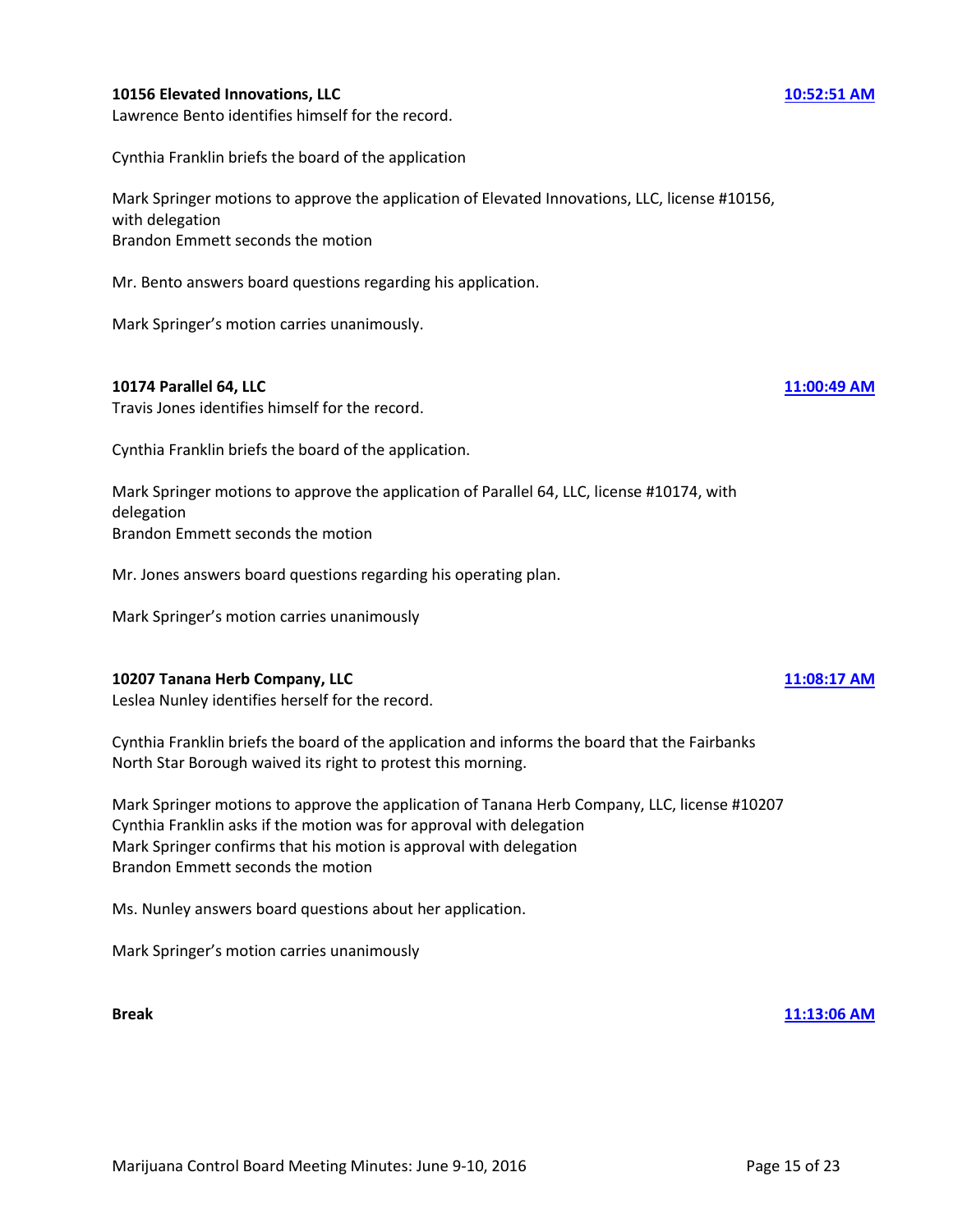**10156 Elevated Innovations, LLC** **10:52:51 AM**

Lawrence Bento identifies himself for the record.

Cynthia Franklin briefs the board of the application

Mark Springer motions to approve the application of Elevated Innovations, LLC, license #10156, with delegation
Brandon Emmett seconds the motion

Mr. Bento answers board questions regarding his application.

Mark Springer's motion carries unanimously.

**10174 Parallel 64, LLC** **11:00:49 AM**

Travis Jones identifies himself for the record.

Cynthia Franklin briefs the board of the application.

Mark Springer motions to approve the application of Parallel 64, LLC, license #10174, with delegation
Brandon Emmett seconds the motion

Mr. Jones answers board questions regarding his operating plan.

Mark Springer's motion carries unanimously

**10207 Tanana Herb Company, LLC** **11:08:17 AM**

Leslea Nunley identifies herself for the record.

Cynthia Franklin briefs the board of the application and informs the board that the Fairbanks North Star Borough waived its right to protest this morning.

Mark Springer motions to approve the application of Tanana Herb Company, LLC, license #10207
Cynthia Franklin asks if the motion was for approval with delegation
Mark Springer confirms that his motion is approval with delegation
Brandon Emmett seconds the motion

Ms. Nunley answers board questions about her application.

Mark Springer's motion carries unanimously

**Break** **11:13:06 AM**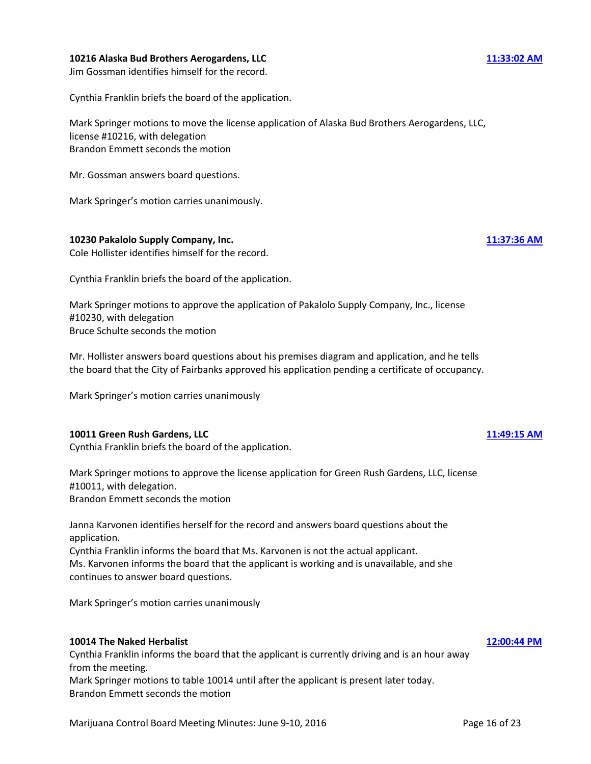**10216 Alaska Bud Brothers Aerogardens, LLC** **11:33:02 AM**

Jim Gossman identifies himself for the record.

Cynthia Franklin briefs the board of the application.

Mark Springer motions to move the license application of Alaska Bud Brothers Aerogardens, LLC, license #10216, with delegation
Brandon Emmett seconds the motion

Mr. Gossman answers board questions.

Mark Springer's motion carries unanimously.

**10230 Pakalolo Supply Company, Inc.** **11:37:36 AM**

Cole Hollister identifies himself for the record.

Cynthia Franklin briefs the board of the application.

Mark Springer motions to approve the application of Pakalolo Supply Company, Inc., license #10230, with delegation
Bruce Schulte seconds the motion

Mr. Hollister answers board questions about his premises diagram and application, and he tells the board that the City of Fairbanks approved his application pending a certificate of occupancy.

Mark Springer's motion carries unanimously

**10011 Green Rush Gardens, LLC** **11:49:15 AM**

Cynthia Franklin briefs the board of the application.

Mark Springer motions to approve the license application for Green Rush Gardens, LLC, license #10011, with delegation.
Brandon Emmett seconds the motion

Janna Karvonen identifies herself for the record and answers board questions about the application.
Cynthia Franklin informs the board that Ms. Karvonen is not the actual applicant.
Ms. Karvonen informs the board that the applicant is working and is unavailable, and she continues to answer board questions.

Mark Springer's motion carries unanimously

**10014 The Naked Herbalist** **12:00:44 PM**

Cynthia Franklin informs the board that the applicant is currently driving and is an hour away from the meeting.
Mark Springer motions to table 10014 until after the applicant is present later today.
Brandon Emmett seconds the motion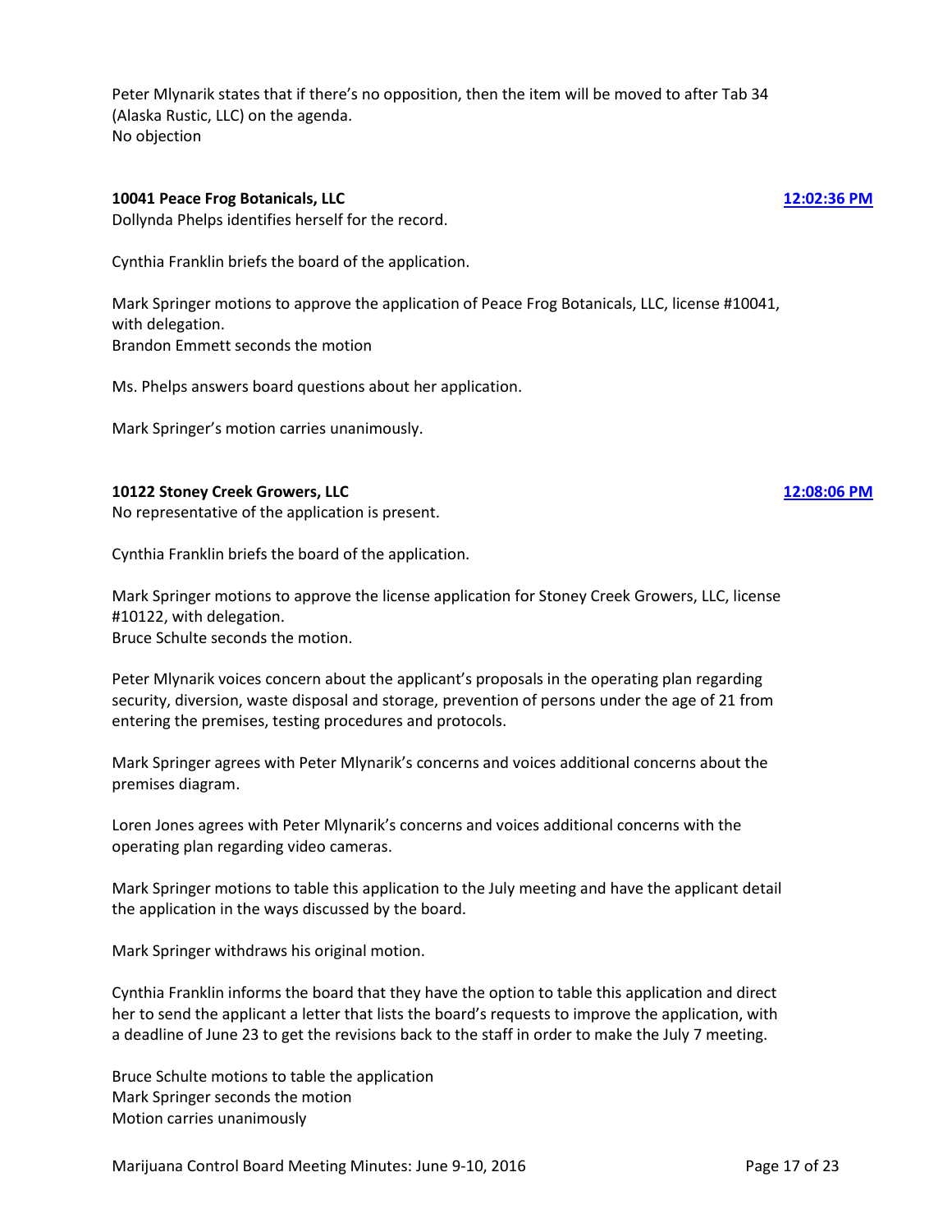Peter Mlynarik states that if there's no opposition, then the item will be moved to after Tab 34 (Alaska Rustic, LLC) on the agenda.
No objection

**10041 Peace Frog Botanicals, LLC** **[12:02:36 PM]**

Dollynda Phelps identifies herself for the record.

Cynthia Franklin briefs the board of the application.

Mark Springer motions to approve the application of Peace Frog Botanicals, LLC, license #10041, with delegation.
Brandon Emmett seconds the motion

Ms. Phelps answers board questions about her application.

Mark Springer's motion carries unanimously.

**10122 Stoney Creek Growers, LLC** **[12:08:06 PM]**

No representative of the application is present.

Cynthia Franklin briefs the board of the application.

Mark Springer motions to approve the license application for Stoney Creek Growers, LLC, license #10122, with delegation.
Bruce Schulte seconds the motion.

Peter Mlynarik voices concern about the applicant's proposals in the operating plan regarding security, diversion, waste disposal and storage, prevention of persons under the age of 21 from entering the premises, testing procedures and protocols.

Mark Springer agrees with Peter Mlynarik's concerns and voices additional concerns about the premises diagram.

Loren Jones agrees with Peter Mlynarik's concerns and voices additional concerns with the operating plan regarding video cameras.

Mark Springer motions to table this application to the July meeting and have the applicant detail the application in the ways discussed by the board.

Mark Springer withdraws his original motion.

Cynthia Franklin informs the board that they have the option to table this application and direct her to send the applicant a letter that lists the board's requests to improve the application, with a deadline of June 23 to get the revisions back to the staff in order to make the July 7 meeting.

Bruce Schulte motions to table the application
Mark Springer seconds the motion
Motion carries unanimously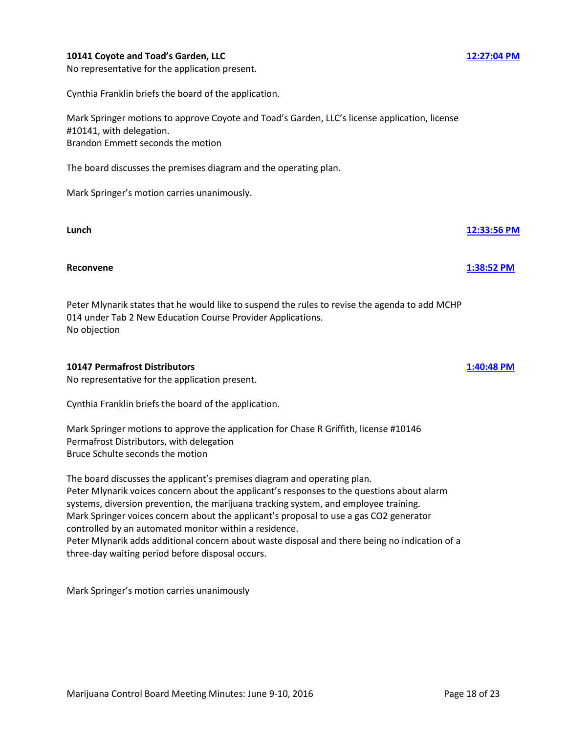**10141 Coyote and Toad's Garden, LLC** **12:27:04 PM**

No representative for the application present.

Cynthia Franklin briefs the board of the application.

Mark Springer motions to approve Coyote and Toad's Garden, LLC's license application, license #10141, with delegation.
Brandon Emmett seconds the motion

The board discusses the premises diagram and the operating plan.

Mark Springer's motion carries unanimously.

**Lunch** **12:33:56 PM**

**Reconvene** **1:38:52 PM**

Peter Mlynarik states that he would like to suspend the rules to revise the agenda to add MCHP 014 under Tab 2 New Education Course Provider Applications.
No objection

**10147 Permafrost Distributors** **1:40:48 PM**

No representative for the application present.

Cynthia Franklin briefs the board of the application.

Mark Springer motions to approve the application for Chase R Griffith, license #10146 Permafrost Distributors, with delegation
Bruce Schulte seconds the motion

The board discusses the applicant's premises diagram and operating plan.
Peter Mlynarik voices concern about the applicant's responses to the questions about alarm systems, diversion prevention, the marijuana tracking system, and employee training.
Mark Springer voices concern about the applicant's proposal to use a gas $CO_2$ generator controlled by an automated monitor within a residence.
Peter Mlynarik adds additional concern about waste disposal and there being no indication of a three-day waiting period before disposal occurs.

Mark Springer's motion carries unanimously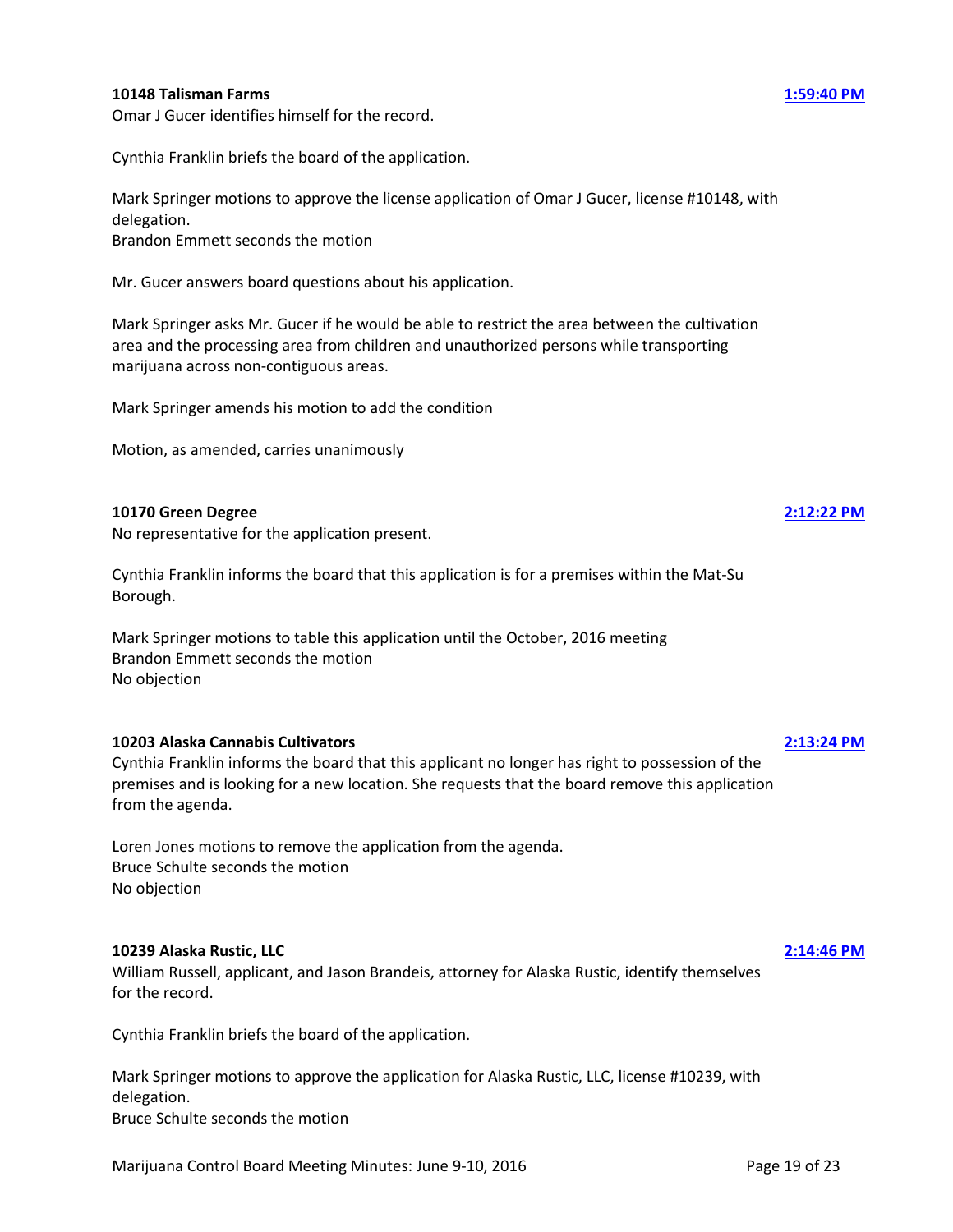**10148 Talisman Farms** **1:59:40 PM**

Omar J Gucer identifies himself for the record.

Cynthia Franklin briefs the board of the application.

Mark Springer motions to approve the license application of Omar J Gucer, license #10148, with delegation.
Brandon Emmett seconds the motion

Mr. Gucer answers board questions about his application.

Mark Springer asks Mr. Gucer if he would be able to restrict the area between the cultivation area and the processing area from children and unauthorized persons while transporting marijuana across non-contiguous areas.

Mark Springer amends his motion to add the condition

Motion, as amended, carries unanimously

**10170 Green Degree** **2:12:22 PM**

No representative for the application present.

Cynthia Franklin informs the board that this application is for a premises within the Mat-Su Borough.

Mark Springer motions to table this application until the October, 2016 meeting
Brandon Emmett seconds the motion
No objection

**10203 Alaska Cannabis Cultivators** **2:13:24 PM**

Cynthia Franklin informs the board that this applicant no longer has right to possession of the premises and is looking for a new location. She requests that the board remove this application from the agenda.

Loren Jones motions to remove the application from the agenda.
Bruce Schulte seconds the motion
No objection

**10239 Alaska Rustic, LLC** **2:14:46 PM**

William Russell, applicant, and Jason Brandeis, attorney for Alaska Rustic, identify themselves for the record.

Cynthia Franklin briefs the board of the application.

Mark Springer motions to approve the application for Alaska Rustic, LLC, license #10239, with delegation.
Bruce Schulte seconds the motion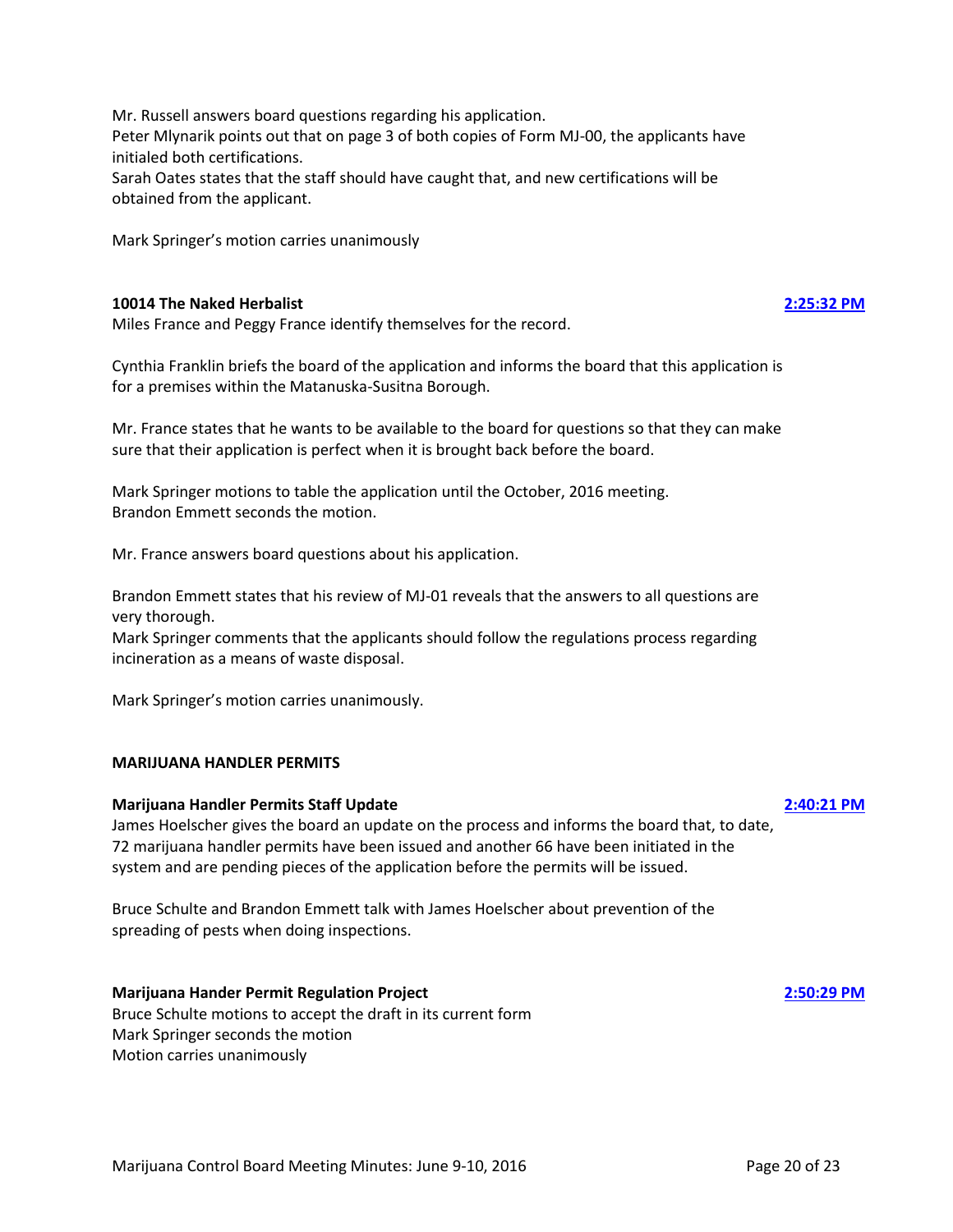Mr. Russell answers board questions regarding his application.
Peter Mlynarik points out that on page 3 of both copies of Form MJ-00, the applicants have initialed both certifications.
Sarah Oates states that the staff should have caught that, and new certifications will be obtained from the applicant.

Mark Springer's motion carries unanimously

**10014 The Naked Herbalist** **2:25:32 PM**

Miles France and Peggy France identify themselves for the record.

Cynthia Franklin briefs the board of the application and informs the board that this application is for a premises within the Matanuska-Susitna Borough.

Mr. France states that he wants to be available to the board for questions so that they can make sure that their application is perfect when it is brought back before the board.

Mark Springer motions to table the application until the October, 2016 meeting.
Brandon Emmett seconds the motion.

Mr. France answers board questions about his application.

Brandon Emmett states that his review of MJ-01 reveals that the answers to all questions are very thorough.
Mark Springer comments that the applicants should follow the regulations process regarding incineration as a means of waste disposal.

Mark Springer's motion carries unanimously.

**MARIJUANA HANDLER PERMITS**

**Marijuana Handler Permits Staff Update** **2:40:21 PM**

James Hoelscher gives the board an update on the process and informs the board that, to date, 72 marijuana handler permits have been issued and another 66 have been initiated in the system and are pending pieces of the application before the permits will be issued.

Bruce Schulte and Brandon Emmett talk with James Hoelscher about prevention of the spreading of pests when doing inspections.

**Marijuana Hander Permit Regulation Project** **2:50:29 PM**

Bruce Schulte motions to accept the draft in its current form
Mark Springer seconds the motion
Motion carries unanimously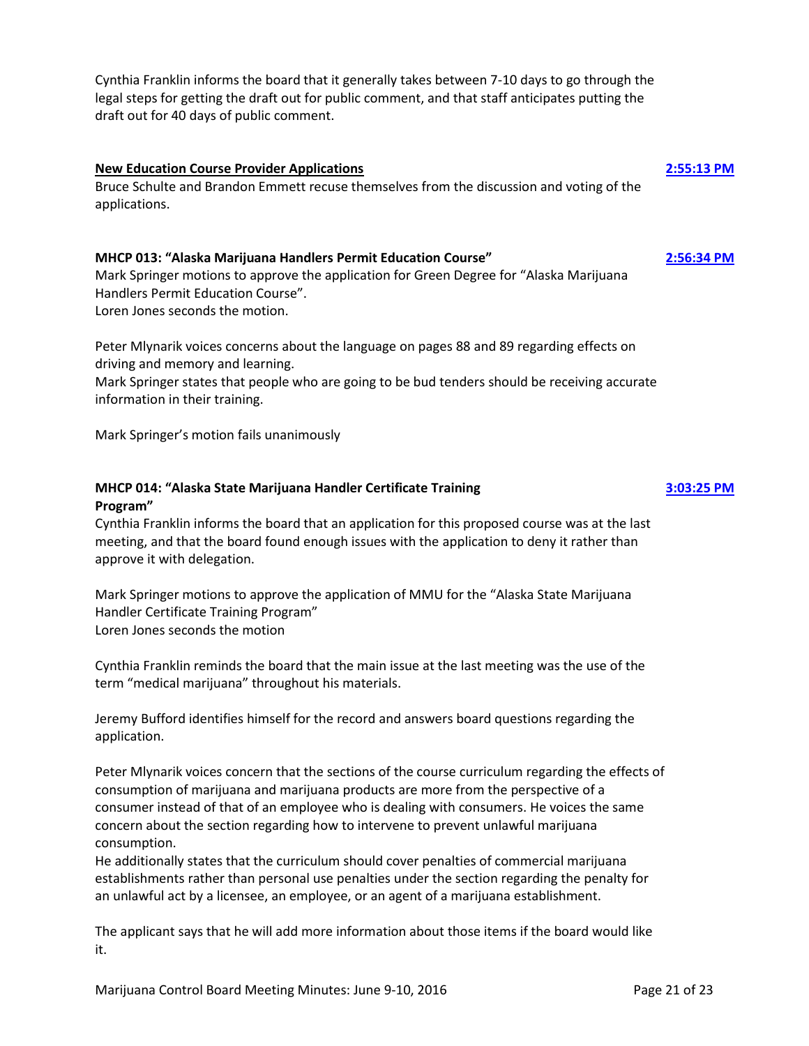Cynthia Franklin informs the board that it generally takes between 7-10 days to go through the legal steps for getting the draft out for public comment, and that staff anticipates putting the draft out for 40 days of public comment.

**New Education Course Provider Applications** — **2:55:13 PM**

Bruce Schulte and Brandon Emmett recuse themselves from the discussion and voting of the applications.

**MHCP 013: "Alaska Marijuana Handlers Permit Education Course"** — **2:56:34 PM**

Mark Springer motions to approve the application for Green Degree for "Alaska Marijuana Handlers Permit Education Course".
Loren Jones seconds the motion.

Peter Mlynarik voices concerns about the language on pages 88 and 89 regarding effects on driving and memory and learning.
Mark Springer states that people who are going to be bud tenders should be receiving accurate information in their training.

Mark Springer's motion fails unanimously

**MHCP 014: "Alaska State Marijuana Handler Certificate Training Program"** — **3:03:25 PM**

Cynthia Franklin informs the board that an application for this proposed course was at the last meeting, and that the board found enough issues with the application to deny it rather than approve it with delegation.

Mark Springer motions to approve the application of MMU for the "Alaska State Marijuana Handler Certificate Training Program"
Loren Jones seconds the motion

Cynthia Franklin reminds the board that the main issue at the last meeting was the use of the term "medical marijuana" throughout his materials.

Jeremy Bufford identifies himself for the record and answers board questions regarding the application.

Peter Mlynarik voices concern that the sections of the course curriculum regarding the effects of consumption of marijuana and marijuana products are more from the perspective of a consumer instead of that of an employee who is dealing with consumers. He voices the same concern about the section regarding how to intervene to prevent unlawful marijuana consumption.
He additionally states that the curriculum should cover penalties of commercial marijuana establishments rather than personal use penalties under the section regarding the penalty for an unlawful act by a licensee, an employee, or an agent of a marijuana establishment.

The applicant says that he will add more information about those items if the board would like it.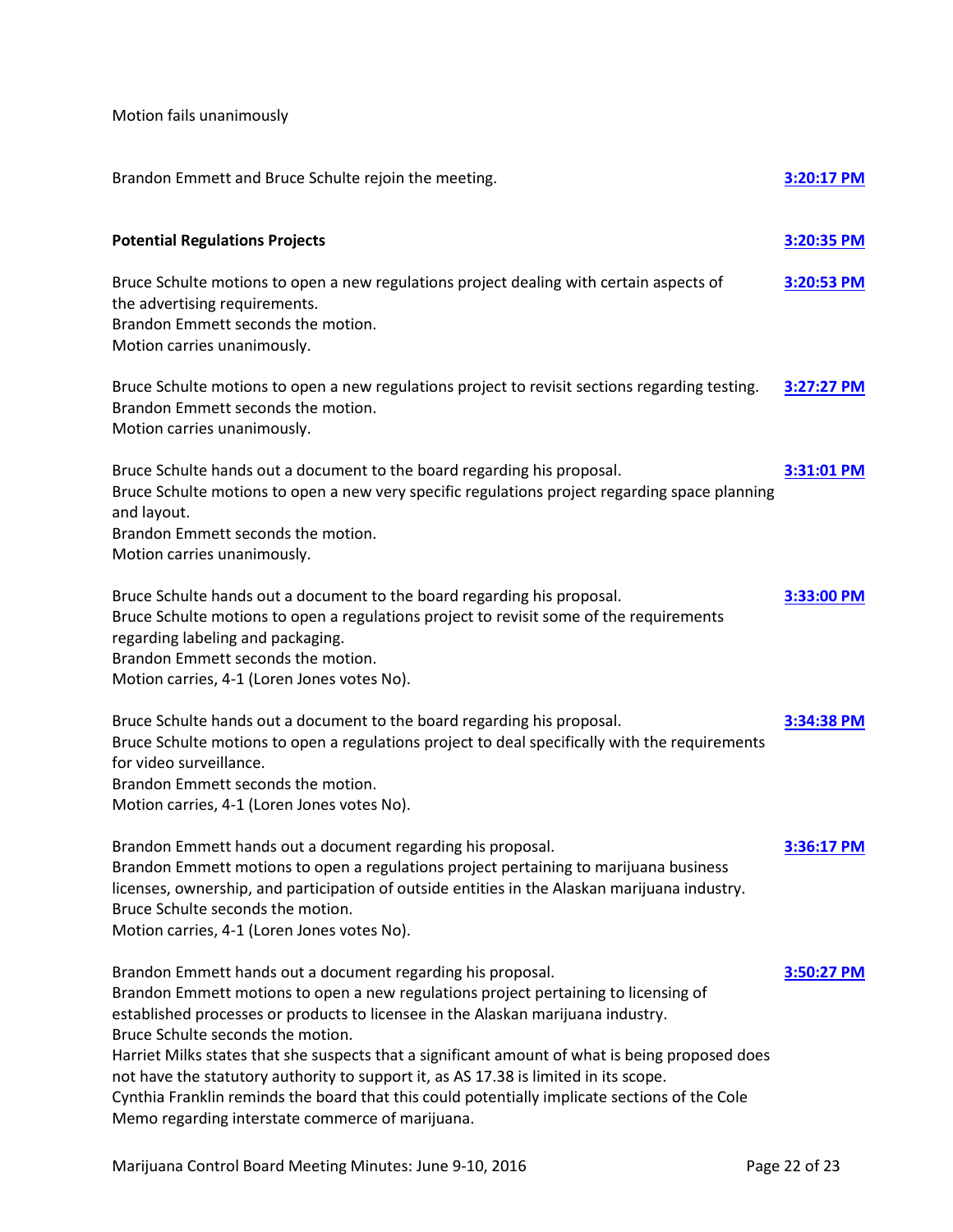Motion fails unanimously

Brandon Emmett and Bruce Schulte rejoin the meeting. **3:20:17 PM**

**Potential Regulations Projects** **3:20:35 PM**

Bruce Schulte motions to open a new regulations project dealing with certain aspects of the advertising requirements. **3:20:53 PM**
Brandon Emmett seconds the motion.
Motion carries unanimously.

Bruce Schulte motions to open a new regulations project to revisit sections regarding testing. **3:27:27 PM**
Brandon Emmett seconds the motion.
Motion carries unanimously.

Bruce Schulte hands out a document to the board regarding his proposal. **3:31:01 PM**
Bruce Schulte motions to open a new very specific regulations project regarding space planning and layout.
Brandon Emmett seconds the motion.
Motion carries unanimously.

Bruce Schulte hands out a document to the board regarding his proposal. **3:33:00 PM**
Bruce Schulte motions to open a regulations project to revisit some of the requirements regarding labeling and packaging.
Brandon Emmett seconds the motion.
Motion carries, 4-1 (Loren Jones votes No).

Bruce Schulte hands out a document to the board regarding his proposal. **3:34:38 PM**
Bruce Schulte motions to open a regulations project to deal specifically with the requirements for video surveillance.
Brandon Emmett seconds the motion.
Motion carries, 4-1 (Loren Jones votes No).

Brandon Emmett hands out a document regarding his proposal. **3:36:17 PM**
Brandon Emmett motions to open a regulations project pertaining to marijuana business licenses, ownership, and participation of outside entities in the Alaskan marijuana industry.
Bruce Schulte seconds the motion.
Motion carries, 4-1 (Loren Jones votes No).

Brandon Emmett hands out a document regarding his proposal. **3:50:27 PM**
Brandon Emmett motions to open a new regulations project pertaining to licensing of established processes or products to licensee in the Alaskan marijuana industry.
Bruce Schulte seconds the motion.
Harriet Milks states that she suspects that a significant amount of what is being proposed does not have the statutory authority to support it, as AS 17.38 is limited in its scope.
Cynthia Franklin reminds the board that this could potentially implicate sections of the Cole Memo regarding interstate commerce of marijuana.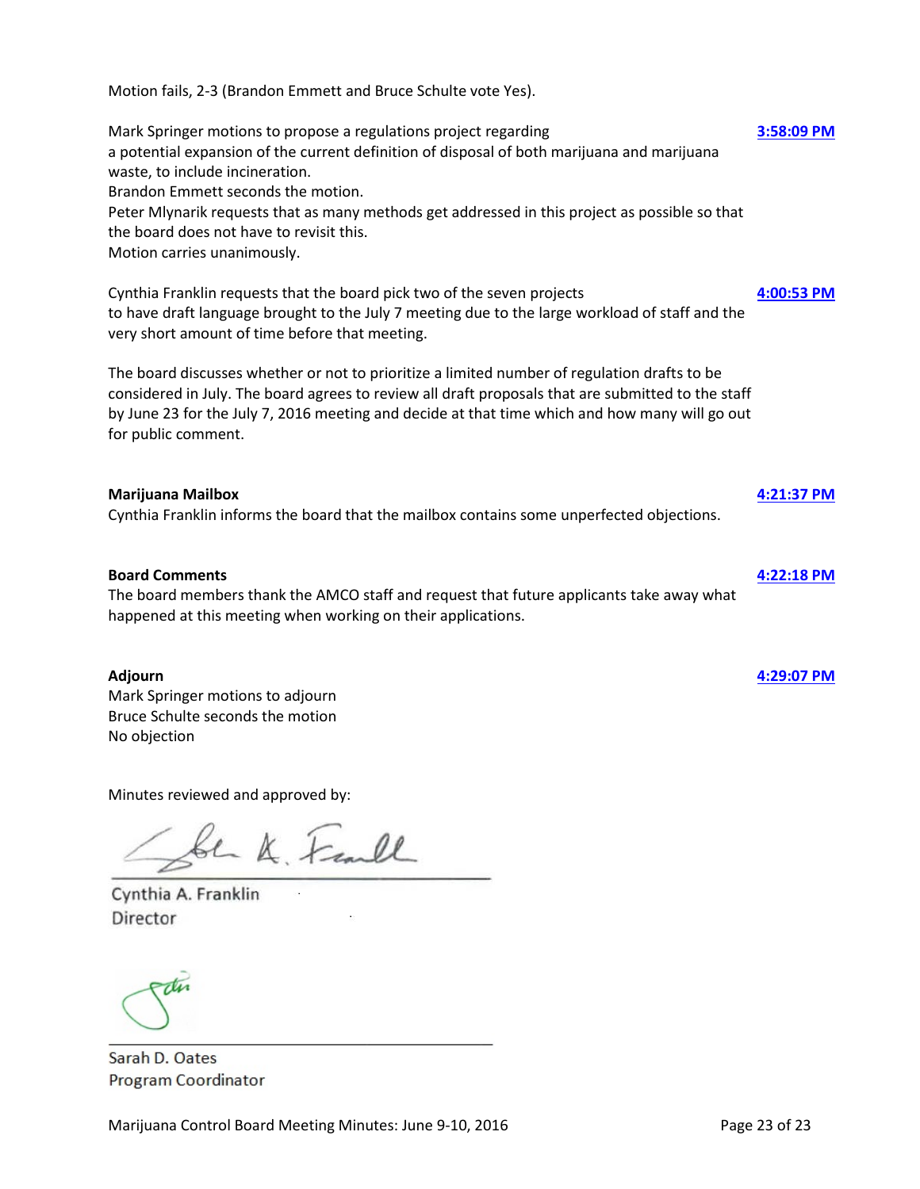Motion fails, 2-3 (Brandon Emmett and Bruce Schulte vote Yes).

Mark Springer motions to propose a regulations project regarding a potential expansion of the current definition of disposal of both marijuana and marijuana waste, to include incineration. **3:58:09 PM**
Brandon Emmett seconds the motion.
Peter Mlynarik requests that as many methods get addressed in this project as possible so that the board does not have to revisit this.
Motion carries unanimously.

Cynthia Franklin requests that the board pick two of the seven projects to have draft language brought to the July 7 meeting due to the large workload of staff and the very short amount of time before that meeting. **4:00:53 PM**

The board discusses whether or not to prioritize a limited number of regulation drafts to be considered in July. The board agrees to review all draft proposals that are submitted to the staff by June 23 for the July 7, 2016 meeting and decide at that time which and how many will go out for public comment.

**Marijuana Mailbox** **4:21:37 PM**

Cynthia Franklin informs the board that the mailbox contains some unperfected objections.

**Board Comments** **4:22:18 PM**

The board members thank the AMCO staff and request that future applicants take away what happened at this meeting when working on their applications.

**Adjourn** **4:29:07 PM**

Mark Springer motions to adjourn
Bruce Schulte seconds the motion
No objection

Minutes reviewed and approved by:

Cynthia A. Franklin
Director

Sarah D. Oates
Program Coordinator